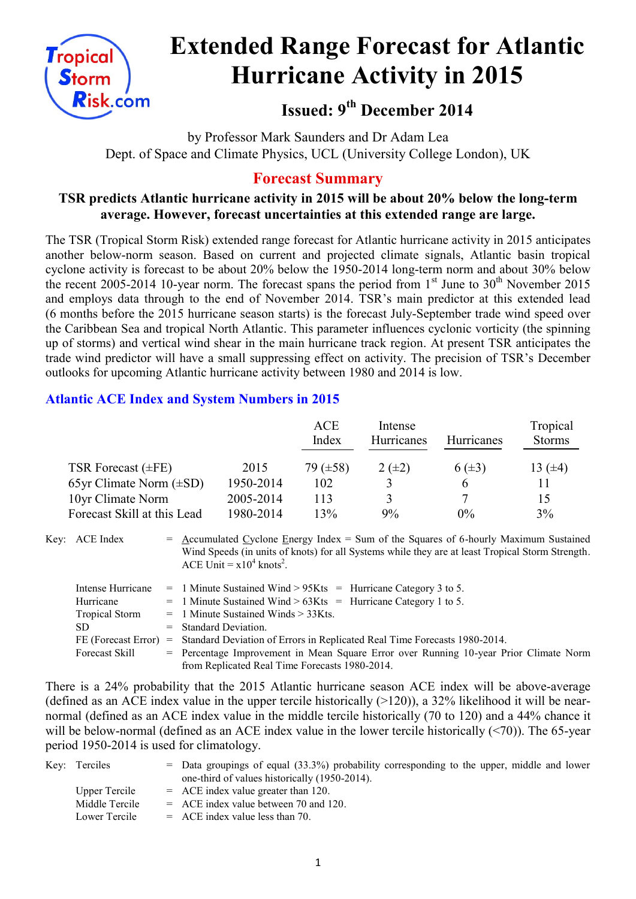# Extended Range Forecast for Atlantic Hurricane Activity in 2015

## Issued: 9th December 2014

by Professor Mark Saunders and Dr Adam Lea
Dept. of Space and Climate Physics, UCL (University College London), UK

## Forecast Summary

**TSR predicts Atlantic hurricane activity in 2015 will be about 20% below the long-term average. However, forecast uncertainties at this extended range are large.**

The TSR (Tropical Storm Risk) extended range forecast for Atlantic hurricane activity in 2015 anticipates another below-norm season. Based on current and projected climate signals, Atlantic basin tropical cyclone activity is forecast to be about 20% below the 1950-2014 long-term norm and about 30% below the recent 2005-2014 10-year norm. The forecast spans the period from 1st June to 30th November 2015 and employs data through to the end of November 2014. TSR's main predictor at this extended lead (6 months before the 2015 hurricane season starts) is the forecast July-September trade wind speed over the Caribbean Sea and tropical North Atlantic. This parameter influences cyclonic vorticity (the spinning up of storms) and vertical wind shear in the main hurricane track region. At present TSR anticipates the trade wind predictor will have a small suppressing effect on activity. The precision of TSR's December outlooks for upcoming Atlantic hurricane activity between 1980 and 2014 is low.

### Atlantic ACE Index and System Numbers in 2015

| | | ACE Index | Intense Hurricanes | Hurricanes | Tropical Storms |
|---|---|---|---|---|---|
| TSR Forecast (±FE) | 2015 | 79 (±58) | 2 (±2) | 6 (±3) | 13 (±4) |
| 65yr Climate Norm (±SD) | 1950-2014 | 102 | 3 | 6 | 11 |
| 10yr Climate Norm | 2005-2014 | 113 | 3 | 7 | 15 |
| Forecast Skill at this Lead | 1980-2014 | 13% | 9% | 0% | 3% |

Key:
- ACE Index = Accumulated Cyclone Energy Index = Sum of the Squares of 6-hourly Maximum Sustained Wind Speeds (in units of knots) for all Systems while they are at least Tropical Storm Strength. ACE Unit = $x10^4$ knots$^2$.
- Intense Hurricane = 1 Minute Sustained Wind > 95Kts = Hurricane Category 3 to 5.
- Hurricane = 1 Minute Sustained Wind > 63Kts = Hurricane Category 1 to 5.
- Tropical Storm = 1 Minute Sustained Winds > 33Kts.
- SD = Standard Deviation.
- FE (Forecast Error) = Standard Deviation of Errors in Replicated Real Time Forecasts 1980-2014.
- Forecast Skill = Percentage Improvement in Mean Square Error over Running 10-year Prior Climate Norm from Replicated Real Time Forecasts 1980-2014.

There is a 24% probability that the 2015 Atlantic hurricane season ACE index will be above-average (defined as an ACE index value in the upper tercile historically (>120)), a 32% likelihood it will be near-normal (defined as an ACE index value in the middle tercile historically (70 to 120) and a 44% chance it will be below-normal (defined as an ACE index value in the lower tercile historically (<70)). The 65-year period 1950-2014 is used for climatology.

Key:
- Terciles = Data groupings of equal (33.3%) probability corresponding to the upper, middle and lower one-third of values historically (1950-2014).
- Upper Tercile = ACE index value greater than 120.
- Middle Tercile = ACE index value between 70 and 120.
- Lower Tercile = ACE index value less than 70.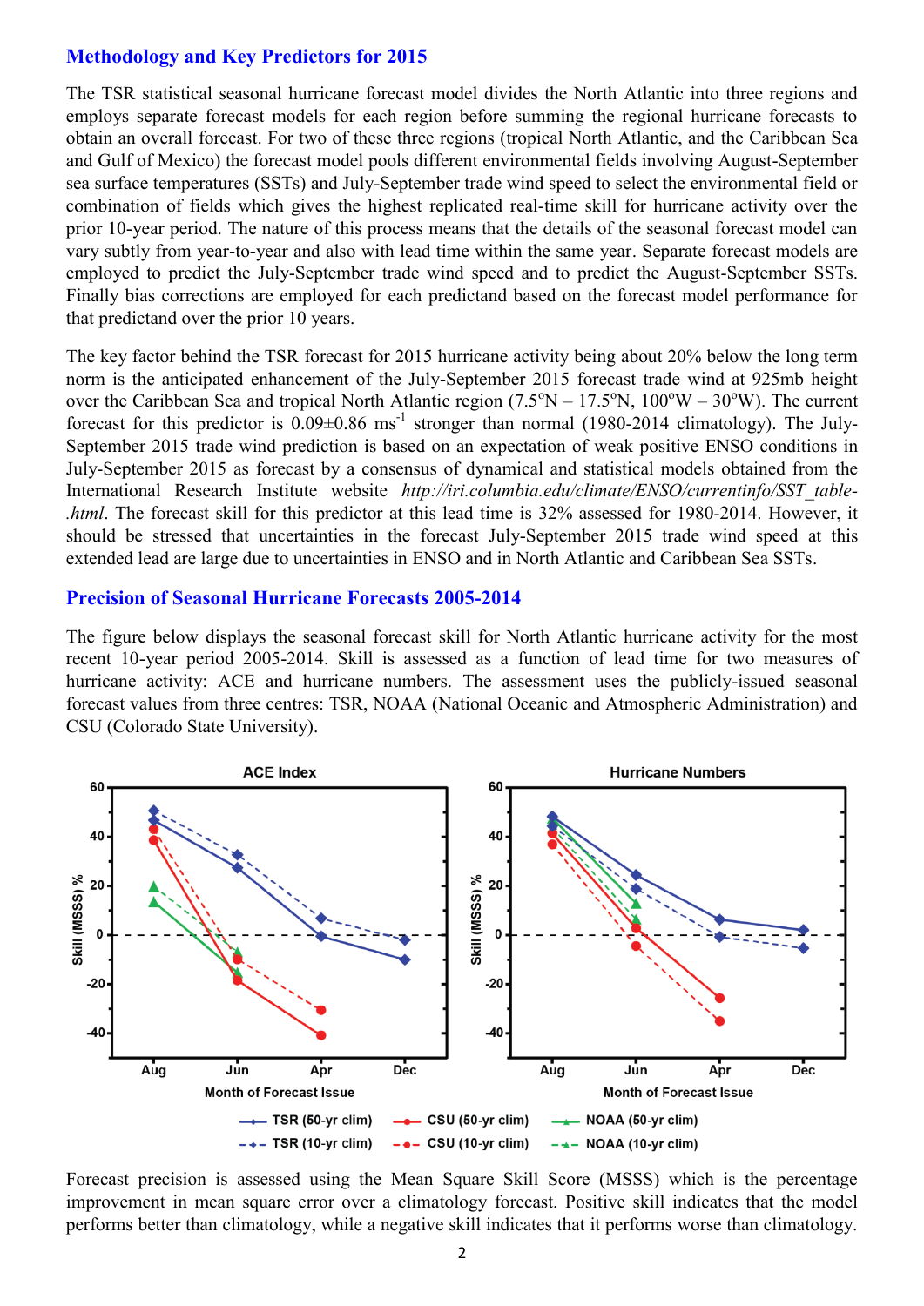## Methodology and Key Predictors for 2015

The TSR statistical seasonal hurricane forecast model divides the North Atlantic into three regions and employs separate forecast models for each region before summing the regional hurricane forecasts to obtain an overall forecast. For two of these three regions (tropical North Atlantic, and the Caribbean Sea and Gulf of Mexico) the forecast model pools different environmental fields involving August-September sea surface temperatures (SSTs) and July-September trade wind speed to select the environmental field or combination of fields which gives the highest replicated real-time skill for hurricane activity over the prior 10-year period. The nature of this process means that the details of the seasonal forecast model can vary subtly from year-to-year and also with lead time within the same year. Separate forecast models are employed to predict the July-September trade wind speed and to predict the August-September SSTs. Finally bias corrections are employed for each predictand based on the forecast model performance for that predictand over the prior 10 years.

The key factor behind the TSR forecast for 2015 hurricane activity being about 20% below the long term norm is the anticipated enhancement of the July-September 2015 forecast trade wind at 925mb height over the Caribbean Sea and tropical North Atlantic region ($7.5^{o}$N – $17.5^{o}$N, $100^{o}$W – $30^{o}$W). The current forecast for this predictor is $0.09 \pm 0.86$ ms$^{-1}$ stronger than normal (1980-2014 climatology). The July-September 2015 trade wind prediction is based on an expectation of weak positive ENSO conditions in July-September 2015 as forecast by a consensus of dynamical and statistical models obtained from the International Research Institute website *http://iri.columbia.edu/climate/ENSO/currentinfo/SST_table-.html*. The forecast skill for this predictor at this lead time is 32% assessed for 1980-2014. However, it should be stressed that uncertainties in the forecast July-September 2015 trade wind speed at this extended lead are large due to uncertainties in ENSO and in North Atlantic and Caribbean Sea SSTs.

## Precision of Seasonal Hurricane Forecasts 2005-2014

The figure below displays the seasonal forecast skill for North Atlantic hurricane activity for the most recent 10-year period 2005-2014. Skill is assessed as a function of lead time for two measures of hurricane activity: ACE and hurricane numbers. The assessment uses the publicly-issued seasonal forecast values from three centres: TSR, NOAA (National Oceanic and Atmospheric Administration) and CSU (Colorado State University).

Forecast precision is assessed using the Mean Square Skill Score (MSSS) which is the percentage improvement in mean square error over a climatology forecast. Positive skill indicates that the model performs better than climatology, while a negative skill indicates that it performs worse than climatology.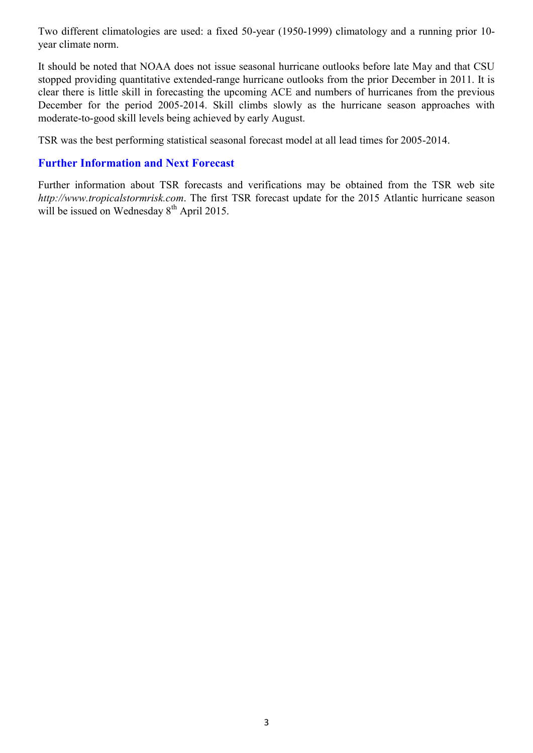Two different climatologies are used: a fixed 50-year (1950-1999) climatology and a running prior 10-year climate norm.

It should be noted that NOAA does not issue seasonal hurricane outlooks before late May and that CSU stopped providing quantitative extended-range hurricane outlooks from the prior December in 2011. It is clear there is little skill in forecasting the upcoming ACE and numbers of hurricanes from the previous December for the period 2005-2014. Skill climbs slowly as the hurricane season approaches with moderate-to-good skill levels being achieved by early August.

TSR was the best performing statistical seasonal forecast model at all lead times for 2005-2014.

## Further Information and Next Forecast

Further information about TSR forecasts and verifications may be obtained from the TSR web site *http://www.tropicalstormrisk.com*. The first TSR forecast update for the 2015 Atlantic hurricane season will be issued on Wednesday 8th April 2015.